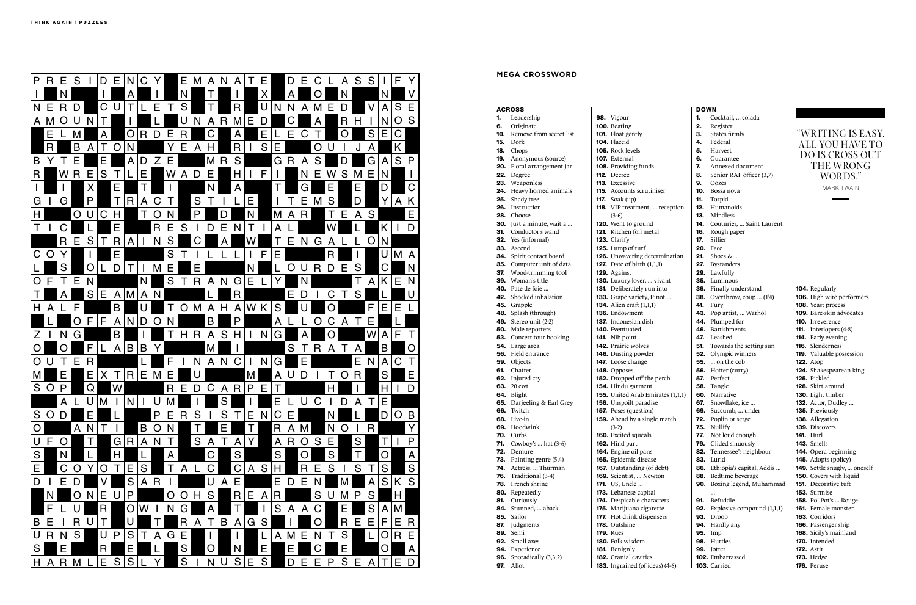## MEGA CROSSWORD

### ACROSS

**1.** Leadership
**6.** Originate
**10.** Remove from secret list
**15.** Dork
**18.** Chops
**19.** Anonymous (source)
**20.** Floral arrangement jar
**22.** Degree
**23.** Weaponless
**24.** Heavy horned animals
**25.** Shady tree
**26.** Instruction
**28.** Choose
**30.** Just a minute, wait a ...
**31.** Conductor's wand
**32.** Yes (informal)
**33.** Ascend
**34.** Spirit contact board
**35.** Computer unit of data
**37.** Wood-trimming tool
**39.** Woman's title
**40.** Pate de foie ...
**42.** Shocked inhalation
**45.** Grapple
**48.** Splash (through)
**49.** Stereo unit (2-2)
**50.** Male reporters
**53.** Concert tour booking
**54.** Large area
**56.** Field entrance
**59.** Objects
**61.** Chatter
**62.** Injured cry
**63.** 20 cwt
**64.** Blight
**65.** Darjeeling & Earl Grey
**66.** Twitch
**68.** Live-in
**69.** Hoodwink
**70.** Curbs
**71.** Cowboy's ... hat (3-6)
**72.** Demure
**73.** Painting genre (5,4)
**74.** Actress, ... Thurman
**76.** Traditional (3-4)
**78.** French shrine
**80.** Repeatedly
**81.** Curiously
**84.** Stunned, ... aback
**85.** Sailor
**87.** Judgments
**89.** Semi
**92.** Small axes
**94.** Experience
**96.** Sporadically (3,3,2)
**97.** Allot
**98.** Vigour
**100.** Beating
**101.** Float gently
**104.** Flaccid
**105.** Rock levels
**107.** External
**108.** Providing funds
**112.** Decree
**113.** Excessive
**115.** Accounts scrutiniser
**117.** Soak (up)
**118.** VIP treatment, ... reception (3-6)
**120.** Went to ground
**121.** Kitchen foil metal
**123.** Clarify
**125.** Lump of turf
**126.** Unwavering determination
**127.** Date of birth (1,1,1)
**129.** Against
**130.** Luxury lover, ... vivant
**131.** Deliberately run into
**133.** Grape variety, Pinot ...
**134.** Alien craft (1,1,1)
**136.** Endowment
**137.** Indonesian dish
**140.** Eventuated
**141.** Nib point
**142.** Prairie wolves
**146.** Dusting powder
**147.** Loose change
**148.** Opposes
**152.** Dropped off the perch
**154.** Hindu garment
**155.** United Arab Emirates (1,1,1)
**156.** Unspoilt paradise
**157.** Poses (question)
**159.** Ahead by a single match (3-2)
**160.** Excited squeals
**162.** Hind part
**164.** Engine oil pans
**165.** Epidemic disease
**167.** Outstanding (of debt)
**169.** Scientist, ... Newton
**171.** US, Uncle ...
**173.** Lebanese capital
**174.** Despicable characters
**175.** Marijuana cigarette
**177.** Hot drink dispensers
**178.** Outshine
**179.** Rues
**180.** Folk wisdom
**181.** Benignly
**182.** Cranial cavities
**183.** Ingrained (of ideas) (4-6)

### DOWN

**1.** Cocktail, ... colada
**2.** Register
**3.** States firmly
**4.** Federal
**5.** Harvest
**6.** Guarantee
**7.** Annexed document
**8.** Senior RAF officer (3,7)
**9.** Oozes
**10.** Bossa nova
**11.** Torpid
**12.** Humanoids
**13.** Mindless
**14.** Couturier, ... Saint Laurent
**16.** Rough paper
**17.** Sillier
**20.** Face
**21.** Shoes & ...
**27.** Bystanders
**29.** Lawfully
**35.** Luminous
**36.** Finally understand
**38.** Overthrow, coup ... (1'4)
**41.** Fury
**43.** Pop artist, ... Warhol
**44.** Plumped for
**46.** Banishments
**47.** Leashed
**51.** Towards the setting sun
**52.** Olympic winners
**55.** ... on the cob
**56.** Hotter (curry)
**57.** Perfect
**58.** Tangle
**60.** Narrative
**67.** Snowflake, ice ...
**69.** Succumb, ... under
**72.** Poplin or serge
**75.** Nullify
**77.** Not loud enough
**79.** Glided sinuously
**82.** Tennessee's neighbour
**83.** Lurid
**86.** Ethiopia's capital, Addis ...
**88.** Bedtime beverage
**90.** Boxing legend, Muhammad ...
**91.** Befuddle
**92.** Explosive compound (1,1,1)
**93.** Droop
**94.** Hardly any
**95.** Imp
**98.** Hurtles
**99.** Jotter
**102.** Embarrassed
**103.** Carried
**104.** Regularly
**106.** High wire performers
**108.** Yeast process
**109.** Bare-skin advocates
**110.** Irreverence
**111.** Interlopers (4-8)
**114.** Early evening
**116.** Slenderness
**119.** Valuable possession
**122.** Atop
**124.** Shakespearean king
**125.** Pickled
**128.** Skirt around
**130.** Light timber
**132.** Actor, Dudley ...
**135.** Previously
**138.** Allegation
**139.** Discovers
**141.** Hurl
**143.** Smells
**144.** Opera beginning
**145.** Adopts (policy)
**149.** Settle snugly, ... oneself
**150.** Covers with liquid
**151.** Decorative tuft
**153.** Surmise
**158.** Pol Pot's ... Rouge
**161.** Female monster
**163.** Corridors
**166.** Passenger ship
**168.** Sicily's mainland
**170.** Intended
**172.** Astir
**173.** Hedge
**176.** Peruse

> "WRITING IS EASY. ALL YOU HAVE TO DO IS CROSS OUT THE WRONG WORDS."
>
> MARK TWAIN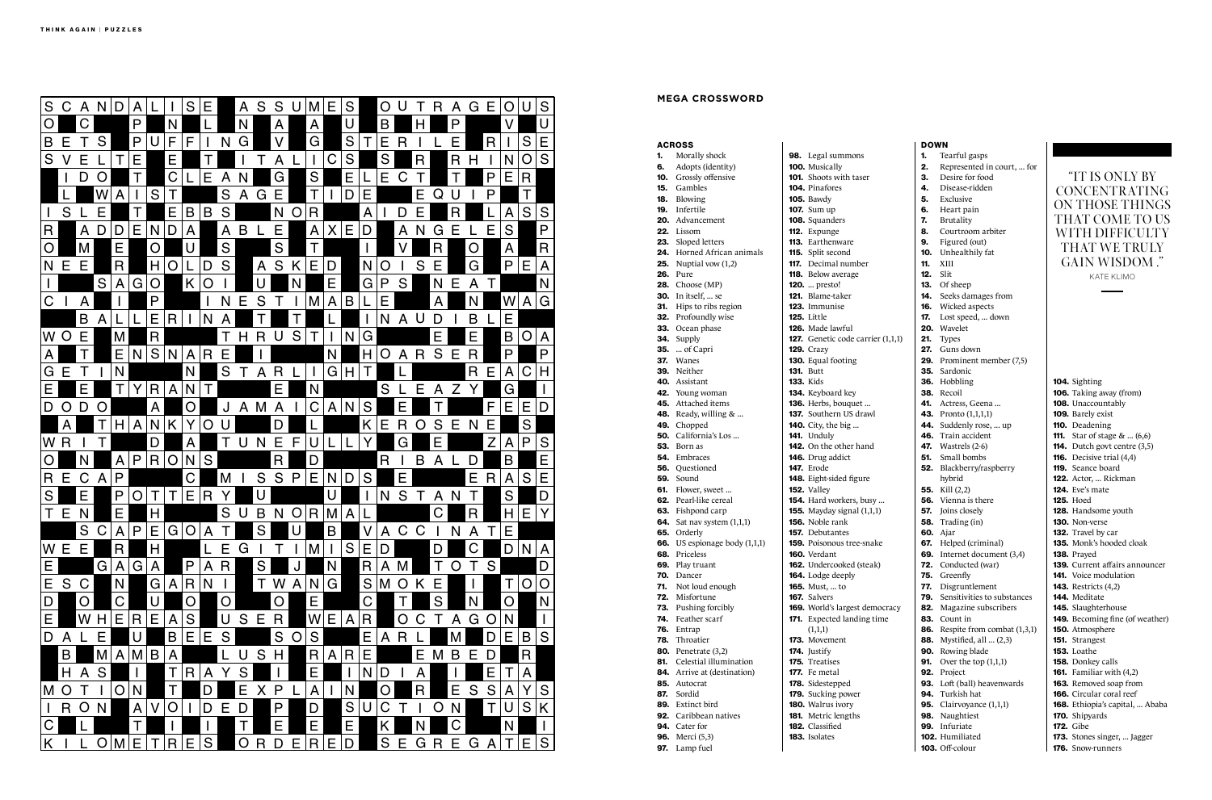## MEGA CROSSWORD

### ACROSS

**1.** Morally shock
**6.** Adopts (identity)
**10.** Grossly offensive
**15.** Gambles
**18.** Blowing
**19.** Infertile
**20.** Advancement
**22.** Lissom
**23.** Sloped letters
**24.** Horned African animals
**25.** Nuptial vow (1,2)
**26.** Pure
**28.** Choose (MP)
**30.** In itself, ... se
**31.** Hips to ribs region
**32.** Profoundly wise
**33.** Ocean phase
**34.** Supply
**35.** ... of Capri
**37.** Wanes
**39.** Neither
**40.** Assistant
**42.** Young woman
**45.** Attached items
**48.** Ready, willing & ...
**49.** Chopped
**50.** California's Los ...
**53.** Born as
**54.** Embraces
**56.** Questioned
**59.** Sound
**61.** Flower, sweet ...
**62.** Pearl-like cereal
**63.** Fishpond carp
**64.** Sat nav system (1,1,1)
**65.** Orderly
**66.** US espionage body (1,1,1)
**68.** Priceless
**69.** Play truant
**70.** Dancer
**71.** Not loud enough
**72.** Misfortune
**73.** Pushing forcibly
**74.** Feather scarf
**76.** Entrap
**78.** Throatier
**80.** Penetrate (3,2)
**81.** Celestial illumination
**84.** Arrive at (destination)
**85.** Autocrat
**87.** Sordid
**89.** Extinct bird
**92.** Caribbean natives
**94.** Cater for
**96.** Merci (5,3)
**97.** Lamp fuel
**98.** Legal summons
**100.** Musically
**101.** Shoots with taser
**104.** Pinafores
**105.** Bawdy
**107.** Sum up
**108.** Squanders
**112.** Expunge
**113.** Earthenware
**115.** Split second
**117.** Decimal number
**118.** Below average
**120.** ... presto!
**121.** Blame-taker
**123.** Immunise
**125.** Little
**126.** Made lawful
**127.** Genetic code carrier (1,1,1)
**129.** Crazy
**130.** Equal footing
**131.** Butt
**133.** Kids
**134.** Keyboard key
**136.** Herbs, bouquet ...
**137.** Southern US drawl
**140.** City, the big ...
**141.** Unduly
**142.** On the other hand
**146.** Drug addict
**147.** Erode
**148.** Eight-sided figure
**152.** Valley
**154.** Hard workers, busy ...
**155.** Mayday signal (1,1,1)
**156.** Noble rank
**157.** Debutantes
**159.** Poisonous tree-snake
**160.** Verdant
**162.** Undercooked (steak)
**164.** Lodge deeply
**165.** Must, ... to
**167.** Salvers
**169.** World's largest democracy
**171.** Expected landing time (1,1,1)
**173.** Movement
**174.** Justify
**175.** Treatises
**177.** Fe metal
**178.** Sidestepped
**179.** Sucking power
**180.** Walrus ivory
**181.** Metric lengths
**182.** Classified
**183.** Isolates

### DOWN

**1.** Tearful gasps
**2.** Represented in court, ... for
**3.** Desire for food
**4.** Disease-ridden
**5.** Exclusive
**6.** Heart pain
**7.** Brutality
**8.** Courtroom arbiter
**9.** Figured (out)
**10.** Unhealthily fat
**11.** XIII
**12.** Slit
**13.** Of sheep
**14.** Seeks damages from
**16.** Wicked aspects
**17.** Lost speed, ... down
**20.** Wavelet
**21.** Types
**27.** Guns down
**29.** Prominent member (7,5)
**35.** Sardonic
**36.** Hobbling
**38.** Recoil
**41.** Actress, Geena ...
**43.** Pronto (1,1,1,1)
**44.** Suddenly rose, ... up
**46.** Train accident
**47.** Wastrels (2-6)
**51.** Small bombs
**52.** Blackberry/raspberry hybrid
**55.** Kill (2,2)
**56.** Vienna is there
**57.** Joins closely
**58.** Trading (in)
**60.** Ajar
**67.** Helped (criminal)
**69.** Internet document (3,4)
**72.** Conducted (war)
**75.** Greenfly
**77.** Disgruntlement
**79.** Sensitivities to substances
**82.** Magazine subscribers
**83.** Count in
**86.** Respite from combat (1,3,1)
**88.** Mystified, all ... (2,3)
**90.** Rowing blade
**91.** Over the top (1,1,1)
**92.** Project
**93.** Loft (ball) heavenwards
**94.** Turkish hat
**95.** Clairvoyance (1,1,1)
**98.** Naughtiest
**99.** Infuriate
**102.** Humiliated
**103.** Off-colour
**104.** Sighting
**106.** Taking away (from)
**108.** Unaccountably
**109.** Barely exist
**110.** Deadening
**111.** Star of stage & ... (6,6)
**114.** Dutch govt centre (3,5)
**116.** Decisive trial (4,4)
**119.** Seance board
**122.** Actor, ... Rickman
**124.** Eve's mate
**125.** Hoed
**128.** Handsome youth
**130.** Non-verse
**132.** Travel by car
**135.** Monk's hooded cloak
**138.** Prayed
**139.** Current affairs announcer
**141.** Voice modulation
**143.** Restricts (4,2)
**144.** Meditate
**145.** Slaughterhouse
**149.** Becoming fine (of weather)
**150.** Atmosphere
**151.** Strangest
**153.** Loathe
**158.** Donkey calls
**161.** Familiar with (4,2)
**163.** Removed soap from
**166.** Circular coral reef
**168.** Ethiopia's capital, ... Ababa
**170.** Shipyards
**172.** Gibe
**173.** Stones singer, ... Jagger
**176.** Snow-runners

> "IT IS ONLY BY CONCENTRATING ON THOSE THINGS THAT COME TO US WITH DIFFICULTY THAT WE TRULY GAIN WISDOM."
>
> KATE KLIMO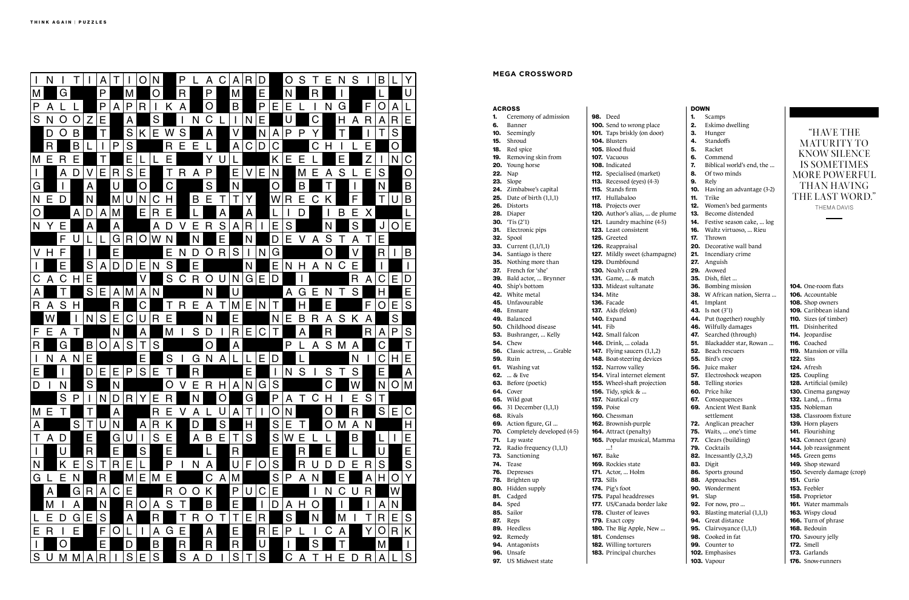## MEGA CROSSWORD

### ACROSS

**1.** Ceremony of admission
**6.** Banner
**10.** Seemingly
**15.** Shroud
**18.** Red spice
**19.** Removing skin from
**20.** Young horse
**22.** Nap
**23.** Slope
**24.** Zimbabwe's capital
**25.** Date of birth (1,1,1)
**26.** Distorts
**28.** Diaper
**30.** 'Tis (2'1)
**31.** Electronic pips
**32.** Spool
**33.** Current (1,1/1,1)
**34.** Santiago is there
**35.** Nothing more than
**37.** French for 'she'
**39.** Bald actor, ... Brynner
**40.** Ship's bottom
**42.** White metal
**45.** Unfavourable
**48.** Ensnare
**49.** Balanced
**50.** Childhood disease
**53.** Bushranger, ... Kelly
**54.** Chew
**56.** Classic actress, ... Grable
**59.** Ruin
**61.** Washing vat
**62.** ... & Eve
**63.** Before (poetic)
**64.** Cover
**65.** Wild goat
**66.** 31 December (1,1,1)
**68.** Rivals
**69.** Action figure, GI ...
**70.** Completely developed (4-5)
**71.** Lay waste
**72.** Radio frequency (1,1,1)
**73.** Sanctioning
**74.** Tease
**76.** Depresses
**78.** Brighten up
**80.** Hidden supply
**81.** Cadged
**84.** Sped
**85.** Sailor
**87.** Reps
**89.** Heedless
**92.** Remedy
**94.** Antagonists
**96.** Unsafe
**97.** US Midwest state
**98.** Deed
**100.** Send to wrong place
**101.** Taps briskly (on door)
**104.** Blusters
**105.** Blood fluid
**107.** Vacuous
**108.** Indicated
**112.** Specialised (market)
**113.** Recessed (eyes) (4-3)
**115.** Stands firm
**117.** Hullabaloo
**118.** Projects over
**120.** Author's alias, ... de plume
**121.** Laundry machine (4-5)
**123.** Least consistent
**125.** Greeted
**126.** Reappraisal
**127.** Mildly sweet (champagne)
**129.** Dumbfound
**130.** Noah's craft
**131.** Game, ... & match
**133.** Mideast sultanate
**134.** Mite
**136.** Facade
**137.** Aids (felon)
**140.** Expand
**141.** Fib
**142.** Small falcon
**146.** Drink, ... colada
**147.** Flying saucers (1,1,2)
**148.** Blast-deterring devices
**152.** Narrow valley
**154.** Viral internet element
**155.** Wheel-shaft projection
**156.** Tidy, spick & ...
**157.** Nautical cry
**159.** Poise
**160.** Chessman
**162.** Brownish-purple
**164.** Attract (penalty)
**165.** Popular musical, Mamma ...!
**167.** Bake
**169.** Rockies state
**171.** Actor, ... Holm
**173.** Sills
**174.** Pig's foot
**175.** Papal headdresses
**177.** US/Canada border lake
**178.** Cluster of leaves
**179.** Exact copy
**180.** The Big Apple, New ...
**181.** Condenses
**182.** Willing torturers
**183.** Principal churches

### DOWN

**1.** Scamps
**2.** Eskimo dwelling
**3.** Hunger
**4.** Standoffs
**5.** Racket
**6.** Commend
**7.** Biblical world's end, the ...
**8.** Of two minds
**9.** Rely
**10.** Having an advantage (3-2)
**11.** Trike
**12.** Women's bed garments
**13.** Become distended
**14.** Festive season cake, ... log
**16.** Waltz virtuoso, ... Rieu
**17.** Thrown
**20.** Decorative wall band
**21.** Incendiary crime
**27.** Anguish
**29.** Avowed
**35.** Dish, filet ...
**36.** Bombing mission
**38.** W African nation, Sierra ...
**41.** Implant
**43.** Is not (3'1)
**44.** Put (together) roughly
**46.** Wilfully damages
**47.** Searched (through)
**51.** Blackadder star, Rowan ...
**52.** Beach rescuers
**55.** Bird's crop
**56.** Juice maker
**57.** Electroshock weapon
**58.** Telling stories
**60.** Price hike
**67.** Consequences
**69.** Ancient West Bank settlement
**72.** Anglican preacher
**75.** Waits, ... one's time
**77.** Clears (building)
**79.** Cocktails
**82.** Incessantly (2,3,2)
**83.** Digit
**86.** Sports ground
**88.** Approaches
**90.** Wonderment
**91.** Slap
**92.** For now, pro ...
**93.** Blasting material (1,1,1)
**94.** Great distance
**95.** Clairvoyance (1,1,1)
**98.** Cooked in fat
**99.** Counter to
**102.** Emphasises
**103.** Vapour
**104.** One-room flats
**106.** Accountable
**108.** Shop owners
**109.** Caribbean island
**110.** Sizes (of timber)
**111.** Disinherited
**114.** Jeopardise
**116.** Coached
**119.** Mansion or villa
**122.** Sins
**124.** Afresh
**125.** Coupling
**128.** Artificial (smile)
**130.** Cinema gangway
**132.** Land, ... firma
**135.** Nobleman
**138.** Classroom fixture
**139.** Horn players
**141.** Flourishing
**143.** Connect (gears)
**144.** Job reassignment
**145.** Green gems
**149.** Shop steward
**150.** Severely damage (crop)
**151.** Curio
**153.** Feebler
**158.** Proprietor
**161.** Water mammals
**163.** Wispy cloud
**166.** Turn of phrase
**168.** Bedouin
**170.** Savoury jelly
**172.** Smell
**173.** Garlands
**176.** Snow-runners

"HAVE THE MATURITY TO KNOW SILENCE IS SOMETIMES MORE POWERFUL THAN HAVING THE LAST WORD."
THEMA DAVIS